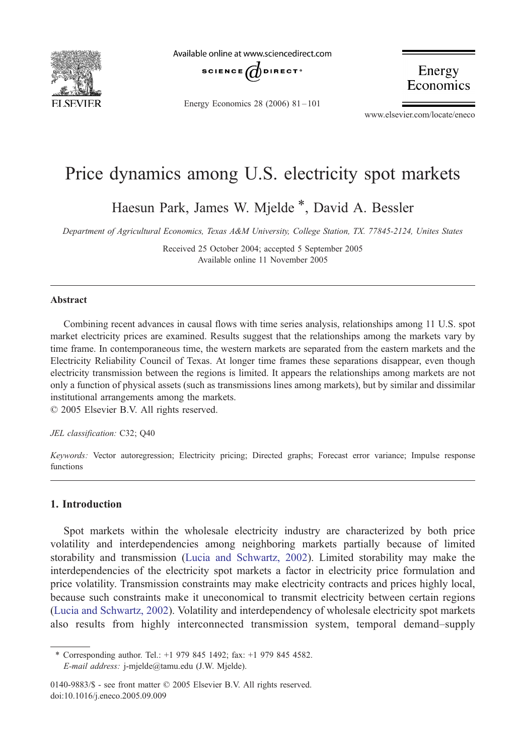# Price dynamics among U.S. electricity spot markets

Haesun Park, James W. Mjelde *, David A. Bessler

*Department of Agricultural Economics, Texas A&M University, College Station, TX. 77845-2124, Unites States*

Received 25 October 2004; accepted 5 September 2005
Available online 11 November 2005

## Abstract

Combining recent advances in causal flows with time series analysis, relationships among 11 U.S. spot market electricity prices are examined. Results suggest that the relationships among the markets vary by time frame. In contemporaneous time, the western markets are separated from the eastern markets and the Electricity Reliability Council of Texas. At longer time frames these separations disappear, even though electricity transmission between the regions is limited. It appears the relationships among markets are not only a function of physical assets (such as transmissions lines among markets), but by similar and dissimilar institutional arrangements among the markets.

© 2005 Elsevier B.V. All rights reserved.

*JEL classification:* C32; Q40

*Keywords:* Vector autoregression; Electricity pricing; Directed graphs; Forecast error variance; Impulse response functions

## 1. Introduction

Spot markets within the wholesale electricity industry are characterized by both price volatility and interdependencies among neighboring markets partially because of limited storability and transmission (Lucia and Schwartz, 2002). Limited storability may make the interdependencies of the electricity spot markets a factor in electricity price formulation and price volatility. Transmission constraints may make electricity contracts and prices highly local, because such constraints make it uneconomical to transmit electricity between certain regions (Lucia and Schwartz, 2002). Volatility and interdependency of wholesale electricity spot markets also results from highly interconnected transmission system, temporal demand–supply

---

* Corresponding author. Tel.: +1 979 845 1492; fax: +1 979 845 4582.
*E-mail address:* j-mjelde@tamu.edu (J.W. Mjelde).

0140-9883/$ - see front matter © 2005 Elsevier B.V. All rights reserved.
doi:10.1016/j.eneco.2005.09.009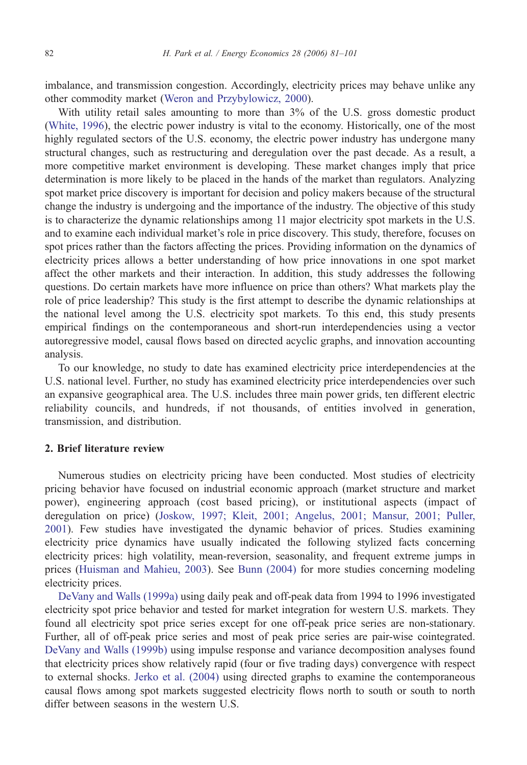imbalance, and transmission congestion. Accordingly, electricity prices may behave unlike any other commodity market (Weron and Przybylowicz, 2000).

With utility retail sales amounting to more than 3% of the U.S. gross domestic product (White, 1996), the electric power industry is vital to the economy. Historically, one of the most highly regulated sectors of the U.S. economy, the electric power industry has undergone many structural changes, such as restructuring and deregulation over the past decade. As a result, a more competitive market environment is developing. These market changes imply that price determination is more likely to be placed in the hands of the market than regulators. Analyzing spot market price discovery is important for decision and policy makers because of the structural change the industry is undergoing and the importance of the industry. The objective of this study is to characterize the dynamic relationships among 11 major electricity spot markets in the U.S. and to examine each individual market's role in price discovery. This study, therefore, focuses on spot prices rather than the factors affecting the prices. Providing information on the dynamics of electricity prices allows a better understanding of how price innovations in one spot market affect the other markets and their interaction. In addition, this study addresses the following questions. Do certain markets have more influence on price than others? What markets play the role of price leadership? This study is the first attempt to describe the dynamic relationships at the national level among the U.S. electricity spot markets. To this end, this study presents empirical findings on the contemporaneous and short-run interdependencies using a vector autoregressive model, causal flows based on directed acyclic graphs, and innovation accounting analysis.

To our knowledge, no study to date has examined electricity price interdependencies at the U.S. national level. Further, no study has examined electricity price interdependencies over such an expansive geographical area. The U.S. includes three main power grids, ten different electric reliability councils, and hundreds, if not thousands, of entities involved in generation, transmission, and distribution.

## 2. Brief literature review

Numerous studies on electricity pricing have been conducted. Most studies of electricity pricing behavior have focused on industrial economic approach (market structure and market power), engineering approach (cost based pricing), or institutional aspects (impact of deregulation on price) (Joskow, 1997; Kleit, 2001; Angelus, 2001; Mansur, 2001; Puller, 2001). Few studies have investigated the dynamic behavior of prices. Studies examining electricity price dynamics have usually indicated the following stylized facts concerning electricity prices: high volatility, mean-reversion, seasonality, and frequent extreme jumps in prices (Huisman and Mahieu, 2003). See Bunn (2004) for more studies concerning modeling electricity prices.

DeVany and Walls (1999a) using daily peak and off-peak data from 1994 to 1996 investigated electricity spot price behavior and tested for market integration for western U.S. markets. They found all electricity spot price series except for one off-peak price series are non-stationary. Further, all of off-peak price series and most of peak price series are pair-wise cointegrated. DeVany and Walls (1999b) using impulse response and variance decomposition analyses found that electricity prices show relatively rapid (four or five trading days) convergence with respect to external shocks. Jerko et al. (2004) using directed graphs to examine the contemporaneous causal flows among spot markets suggested electricity flows north to south or south to north differ between seasons in the western U.S.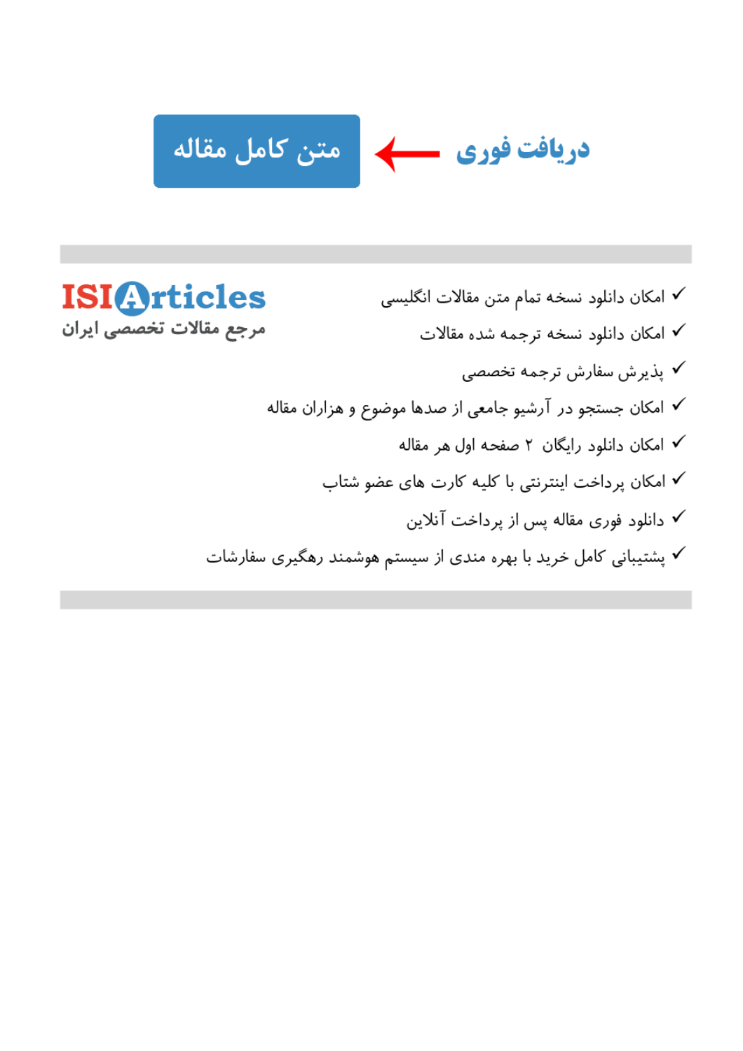دریافت فوری ← متن کامل مقاله

**ISIArticles**
مرجع مقالات تخصصی ایران

- ✓ امکان دانلود نسخه تمام متن مقالات انگلیسی
- ✓ امکان دانلود نسخه ترجمه شده مقالات
- ✓ پذیرش سفارش ترجمه تخصصی
- ✓ امکان جستجو در آرشیو جامعی از صدها موضوع و هزاران مقاله
- ✓ امکان دانلود رایگان ۲ صفحه اول هر مقاله
- ✓ امکان پرداخت اینترنتی با کلیه کارت های عضو شتاب
- ✓ دانلود فوری مقاله پس از پرداخت آنلاین
- ✓ پشتیبانی کامل خرید با بهره مندی از سیستم هوشمند رهگیری سفارشات